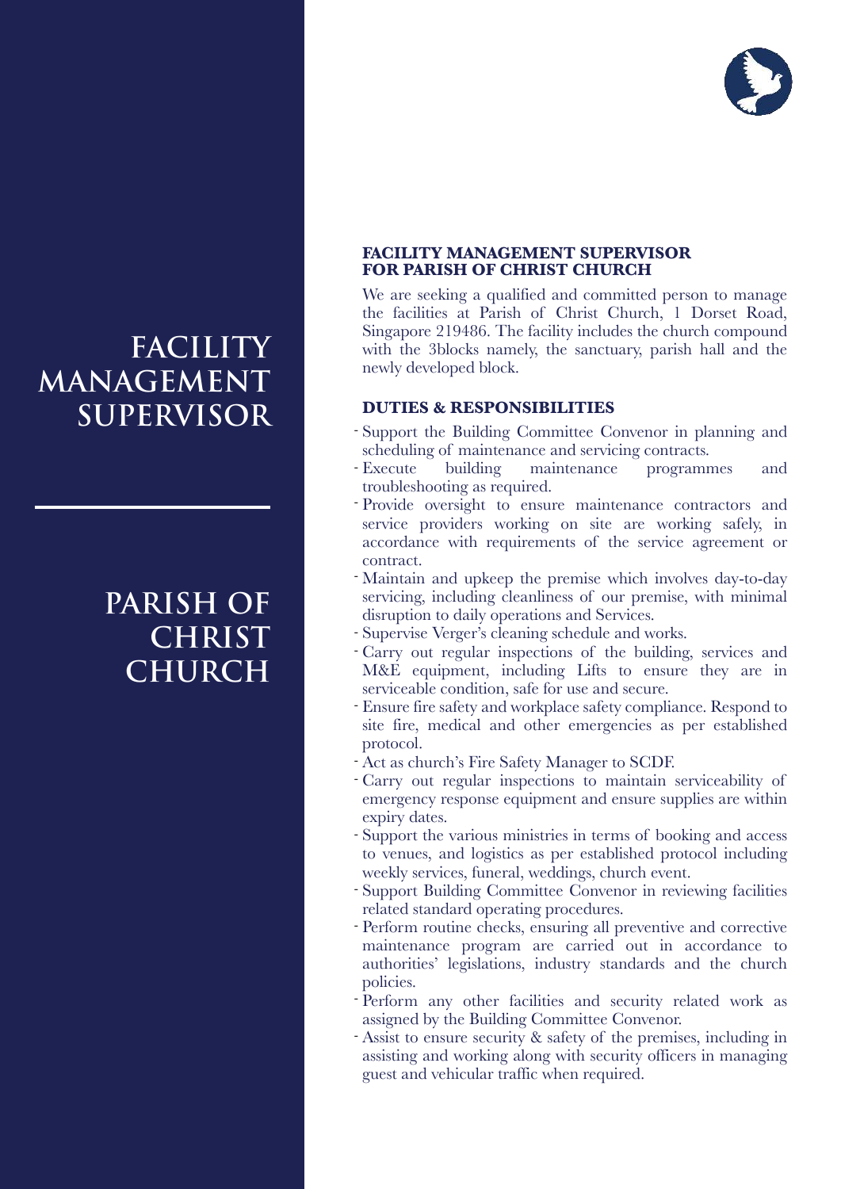# FACILITY MANAGEMENT SUPERVISOR

# PARISH OF CHRIST CHURCH

## FACILITY MANAGEMENT SUPERVISOR FOR PARISH OF CHRIST CHURCH

We are seeking a qualified and committed person to manage the facilities at Parish of Christ Church, 1 Dorset Road, Singapore 219486. The facility includes the church compound with the 3blocks namely, the sanctuary, parish hall and the newly developed block.

### DUTIES & RESPONSIBILITIES

- Support the Building Committee Convenor in planning and scheduling of maintenance and servicing contracts.
- Execute building maintenance programmes and troubleshooting as required.
- Provide oversight to ensure maintenance contractors and service providers working on site are working safely, in accordance with requirements of the service agreement or contract.
- Maintain and upkeep the premise which involves day-to-day servicing, including cleanliness of our premise, with minimal disruption to daily operations and Services.
- Supervise Verger's cleaning schedule and works.
- Carry out regular inspections of the building, services and M&E equipment, including Lifts to ensure they are in serviceable condition, safe for use and secure.
- Ensure fire safety and workplace safety compliance. Respond to site fire, medical and other emergencies as per established protocol.
- Act as church's Fire Safety Manager to SCDF.
- Carry out regular inspections to maintain serviceability of emergency response equipment and ensure supplies are within expiry dates.
- Support the various ministries in terms of booking and access to venues, and logistics as per established protocol including weekly services, funeral, weddings, church event.
- Support Building Committee Convenor in reviewing facilities related standard operating procedures.
- Perform routine checks, ensuring all preventive and corrective maintenance program are carried out in accordance to authorities' legislations, industry standards and the church policies.
- Perform any other facilities and security related work as assigned by the Building Committee Convenor.
- Assist to ensure security & safety of the premises, including in assisting and working along with security officers in managing guest and vehicular traffic when required.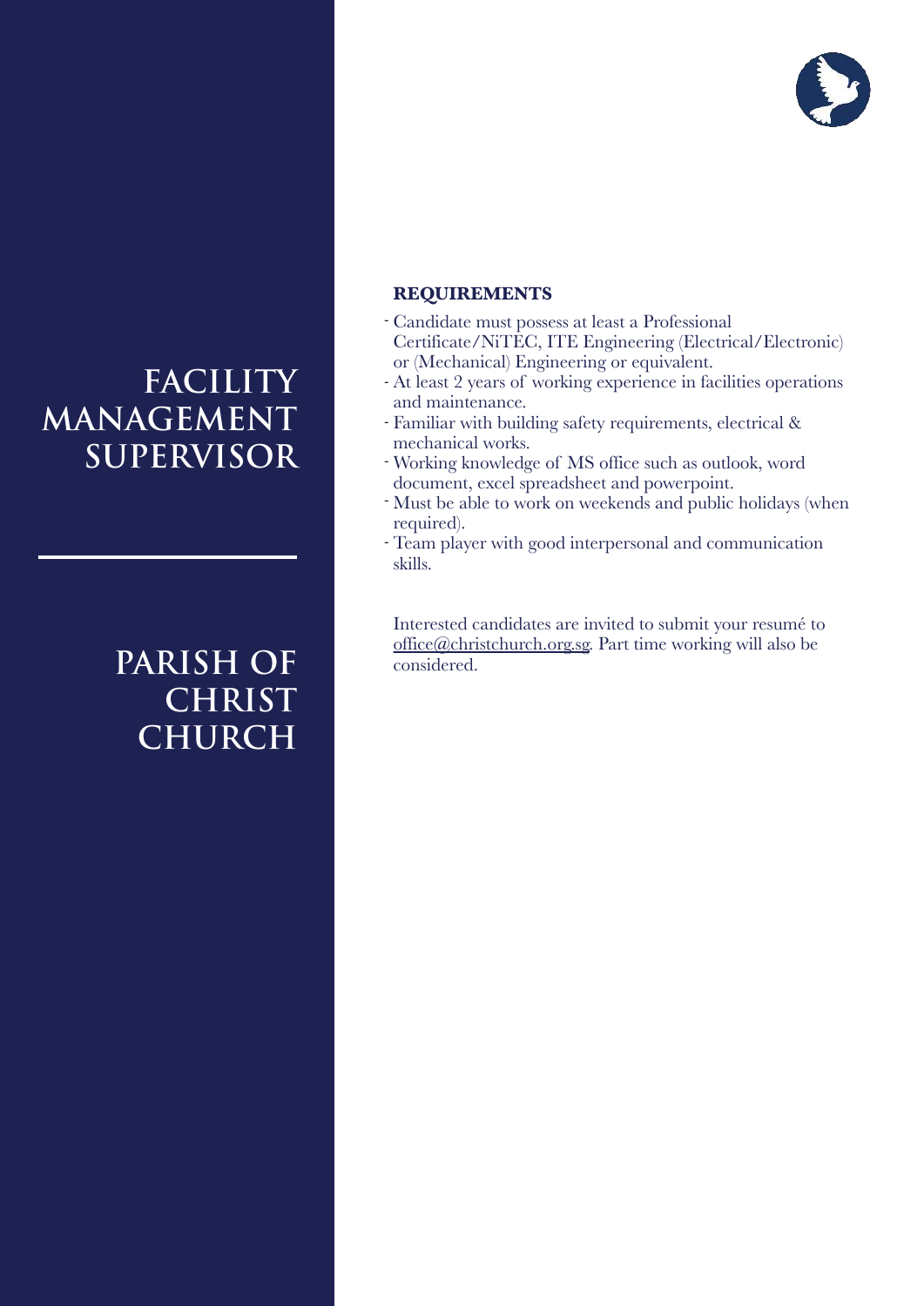# FACILITY MANAGEMENT SUPERVISOR

## PARISH OF CHRIST CHURCH

### REQUIREMENTS

- Candidate must possess at least a Professional Certificate/NiTEC, ITE Engineering (Electrical/Electronic) or (Mechanical) Engineering or equivalent.
- At least 2 years of working experience in facilities operations and maintenance.
- Familiar with building safety requirements, electrical & mechanical works.
- Working knowledge of MS office such as outlook, word document, excel spreadsheet and powerpoint.
- Must be able to work on weekends and public holidays (when required).
- Team player with good interpersonal and communication skills.

Interested candidates are invited to submit your resumé to office@christchurch.org.sg. Part time working will also be considered.